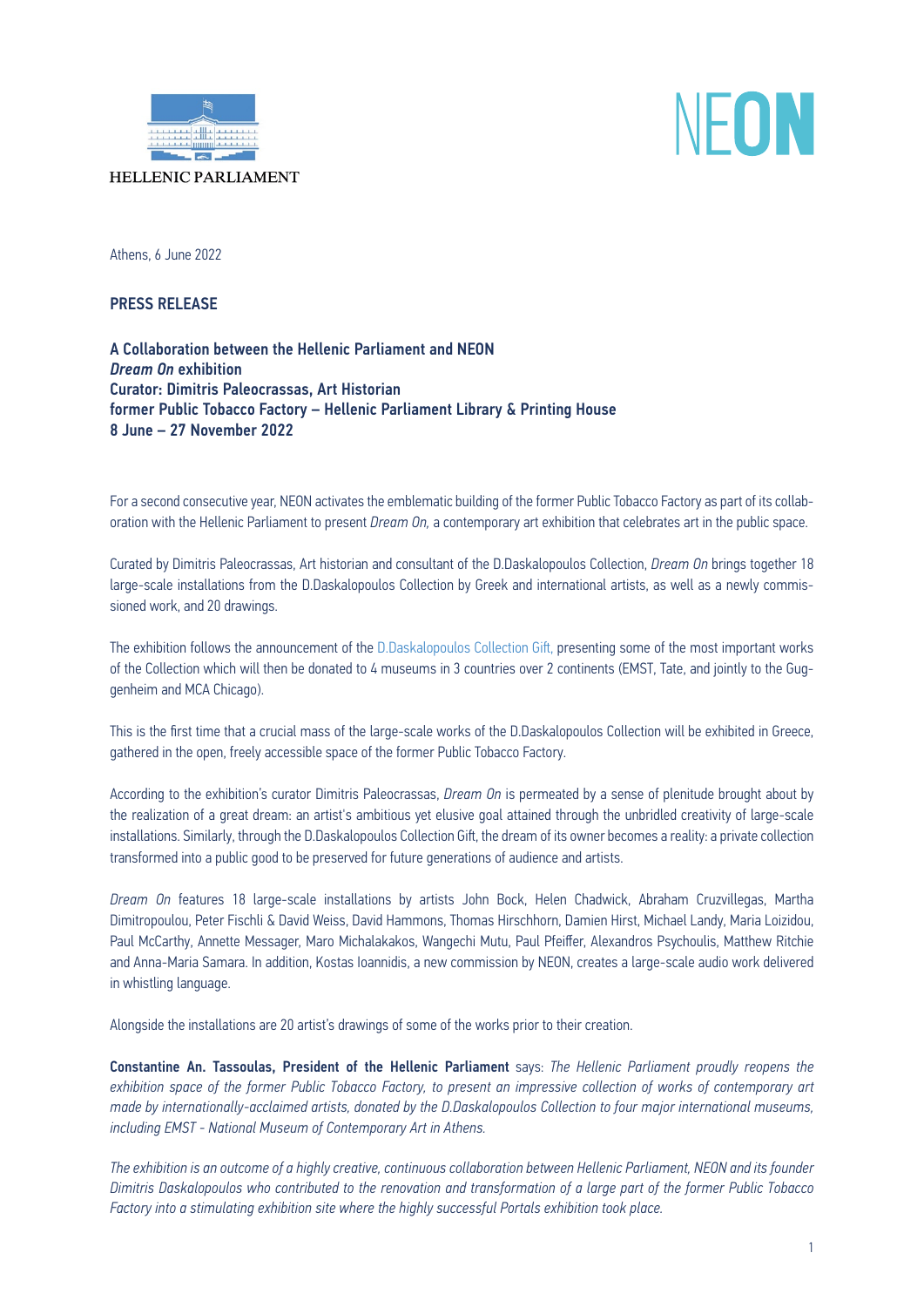HELLENIC PARLIAMENT

NEON

Athens, 6 June 2022

**PRESS RELEASE**

**A Collaboration between the Hellenic Parliament and NEON**
***Dream On*** **exhibition**
**Curator: Dimitris Paleocrassas, Art Historian**
**former Public Tobacco Factory – Hellenic Parliament Library & Printing House**
**8 June – 27 November 2022**

For a second consecutive year, NEON activates the emblematic building of the former Public Tobacco Factory as part of its collaboration with the Hellenic Parliament to present *Dream On,* a contemporary art exhibition that celebrates art in the public space.

Curated by Dimitris Paleocrassas, Art historian and consultant of the D.Daskalopoulos Collection, *Dream On* brings together 18 large-scale installations from the D.Daskalopoulos Collection by Greek and international artists, as well as a newly commissioned work, and 20 drawings.

The exhibition follows the announcement of the D.Daskalopoulos Collection Gift, presenting some of the most important works of the Collection which will then be donated to 4 museums in 3 countries over 2 continents (EMST, Tate, and jointly to the Guggenheim and MCA Chicago).

This is the first time that a crucial mass of the large-scale works of the D.Daskalopoulos Collection will be exhibited in Greece, gathered in the open, freely accessible space of the former Public Tobacco Factory.

According to the exhibition's curator Dimitris Paleocrassas, *Dream On* is permeated by a sense of plenitude brought about by the realization of a great dream: an artist's ambitious yet elusive goal attained through the unbridled creativity of large-scale installations. Similarly, through the D.Daskalopoulos Collection Gift, the dream of its owner becomes a reality: a private collection transformed into a public good to be preserved for future generations of audience and artists.

*Dream On* features 18 large-scale installations by artists John Bock, Helen Chadwick, Abraham Cruzvillegas, Martha Dimitropoulou, Peter Fischli & David Weiss, David Hammons, Thomas Hirschhorn, Damien Hirst, Michael Landy, Maria Loizidou, Paul McCarthy, Annette Messager, Maro Michalakakos, Wangechi Mutu, Paul Pfeiffer, Alexandros Psychoulis, Matthew Ritchie and Anna-Maria Samara. In addition, Kostas Ioannidis, a new commission by NEON, creates a large-scale audio work delivered in whistling language.

Alongside the installations are 20 artist's drawings of some of the works prior to their creation.

**Constantine An. Tassoulas, President of the Hellenic Parliament** says: *The Hellenic Parliament proudly reopens the exhibition space of the former Public Tobacco Factory, to present an impressive collection of works of contemporary art made by internationally-acclaimed artists, donated by the D.Daskalopoulos Collection to four major international museums, including EMST - National Museum of Contemporary Art in Athens.*

*The exhibition is an outcome of a highly creative, continuous collaboration between Hellenic Parliament, NEON and its founder Dimitris Daskalopoulos who contributed to the renovation and transformation of a large part of the former Public Tobacco Factory into a stimulating exhibition site where the highly successful Portals exhibition took place.*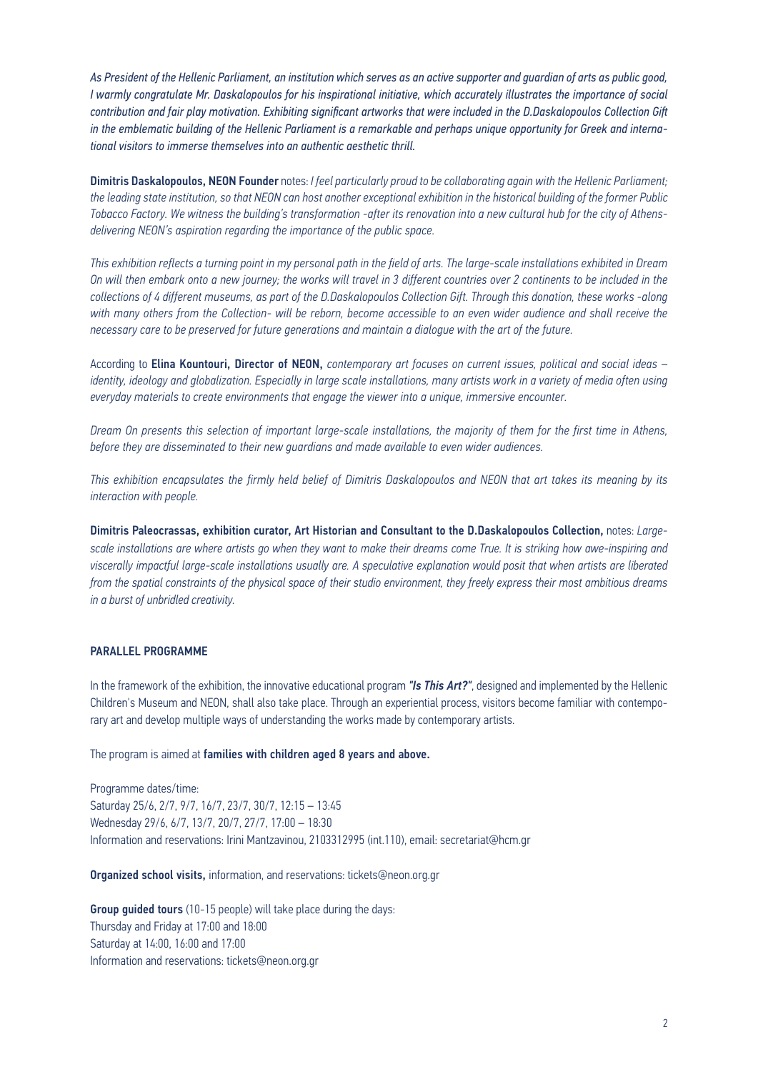*As President of the Hellenic Parliament, an institution which serves as an active supporter and guardian of arts as public good, I warmly congratulate Mr. Daskalopoulos for his inspirational initiative, which accurately illustrates the importance of social contribution and fair play motivation. Exhibiting significant artworks that were included in the D.Daskalopoulos Collection Gift in the emblematic building of the Hellenic Parliament is a remarkable and perhaps unique opportunity for Greek and international visitors to immerse themselves into an authentic aesthetic thrill.*

**Dimitris Daskalopoulos, NEON Founder** notes: *I feel particularly proud to be collaborating again with the Hellenic Parliament; the leading state institution, so that NEON can host another exceptional exhibition in the historical building of the former Public Tobacco Factory. We witness the building's transformation -after its renovation into a new cultural hub for the city of Athens- delivering NEON's aspiration regarding the importance of the public space.*

*This exhibition reflects a turning point in my personal path in the field of arts. The large-scale installations exhibited in Dream On will then embark onto a new journey; the works will travel in 3 different countries over 2 continents to be included in the collections of 4 different museums, as part of the D.Daskalopoulos Collection Gift. Through this donation, these works -along with many others from the Collection- will be reborn, become accessible to an even wider audience and shall receive the necessary care to be preserved for future generations and maintain a dialogue with the art of the future.*

According to **Elina Kountouri, Director of NEON,** *contemporary art focuses on current issues, political and social ideas – identity, ideology and globalization. Especially in large scale installations, many artists work in a variety of media often using everyday materials to create environments that engage the viewer into a unique, immersive encounter.*

*Dream On presents this selection of important large-scale installations, the majority of them for the first time in Athens, before they are disseminated to their new guardians and made available to even wider audiences.*

*This exhibition encapsulates the firmly held belief of Dimitris Daskalopoulos and NEON that art takes its meaning by its interaction with people.*

**Dimitris Paleocrassas, exhibition curator, Art Historian and Consultant to the D.Daskalopoulos Collection,** notes: *Large-scale installations are where artists go when they want to make their dreams come True. It is striking how awe-inspiring and viscerally impactful large-scale installations usually are. A speculative explanation would posit that when artists are liberated from the spatial constraints of the physical space of their studio environment, they freely express their most ambitious dreams in a burst of unbridled creativity.*

## PARALLEL PROGRAMME

In the framework of the exhibition, the innovative educational program ***"Is This Art?"***, designed and implemented by the Hellenic Children's Museum and NEON, shall also take place. Through an experiential process, visitors become familiar with contemporary art and develop multiple ways of understanding the works made by contemporary artists.

The program is aimed at **families with children aged 8 years and above.**

Programme dates/time:
Saturday 25/6, 2/7, 9/7, 16/7, 23/7, 30/7, 12:15 – 13:45
Wednesday 29/6, 6/7, 13/7, 20/7, 27/7, 17:00 – 18:30
Information and reservations: Irini Mantzavinou, 2103312995 (int.110), email: secretariat@hcm.gr

**Organized school visits,** information, and reservations: tickets@neon.org.gr

**Group guided tours** (10-15 people) will take place during the days:
Thursday and Friday at 17:00 and 18:00
Saturday at 14:00, 16:00 and 17:00
Information and reservations: tickets@neon.org.gr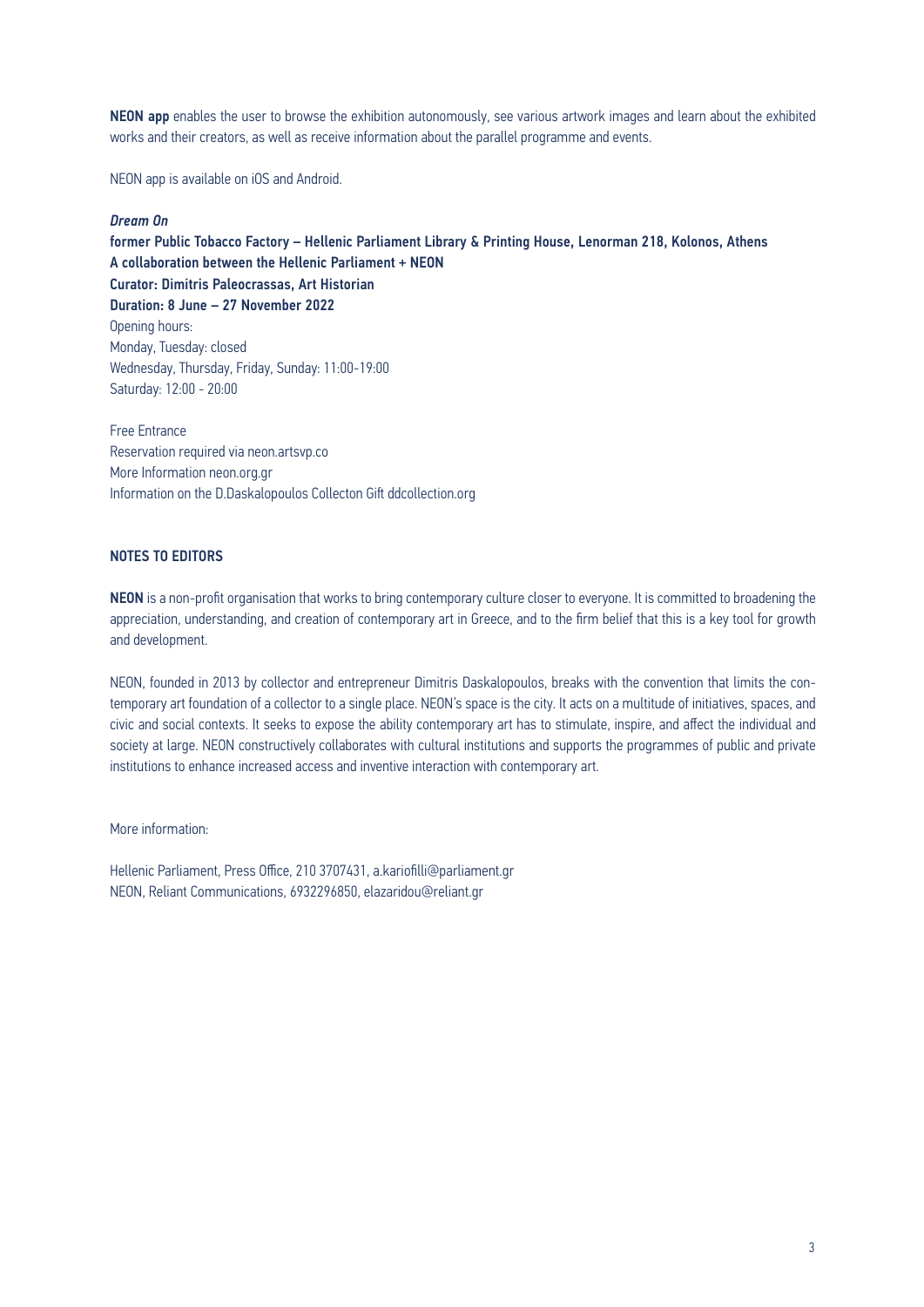**NEON app** enables the user to browse the exhibition autonomously, see various artwork images and learn about the exhibited works and their creators, as well as receive information about the parallel programme and events.

NEON app is available on iOS and Android.

***Dream On***
**former Public Tobacco Factory – Hellenic Parliament Library & Printing House, Lenorman 218, Kolonos, Athens**
**A collaboration between the Hellenic Parliament + NEON**
**Curator: Dimitris Paleocrassas, Art Historian**
**Duration: 8 June – 27 November 2022**
Opening hours:
Monday, Tuesday: closed
Wednesday, Thursday, Friday, Sunday: 11:00-19:00
Saturday: 12:00 - 20:00

Free Entrance
Reservation required via neon.artsvp.co
More Information neon.org.gr
Information on the D.Daskalopoulos Collecton Gift ddcollection.org

## NOTES TO EDITORS

**NEON** is a non-profit organisation that works to bring contemporary culture closer to everyone. It is committed to broadening the appreciation, understanding, and creation of contemporary art in Greece, and to the firm belief that this is a key tool for growth and development.

NEON, founded in 2013 by collector and entrepreneur Dimitris Daskalopoulos, breaks with the convention that limits the contemporary art foundation of a collector to a single place. NEON's space is the city. It acts on a multitude of initiatives, spaces, and civic and social contexts. It seeks to expose the ability contemporary art has to stimulate, inspire, and affect the individual and society at large. NEON constructively collaborates with cultural institutions and supports the programmes of public and private institutions to enhance increased access and inventive interaction with contemporary art.

More information:

Hellenic Parliament, Press Office, 210 3707431, a.kariofilli@parliament.gr
NEON, Reliant Communications, 6932296850, elazaridou@reliant.gr